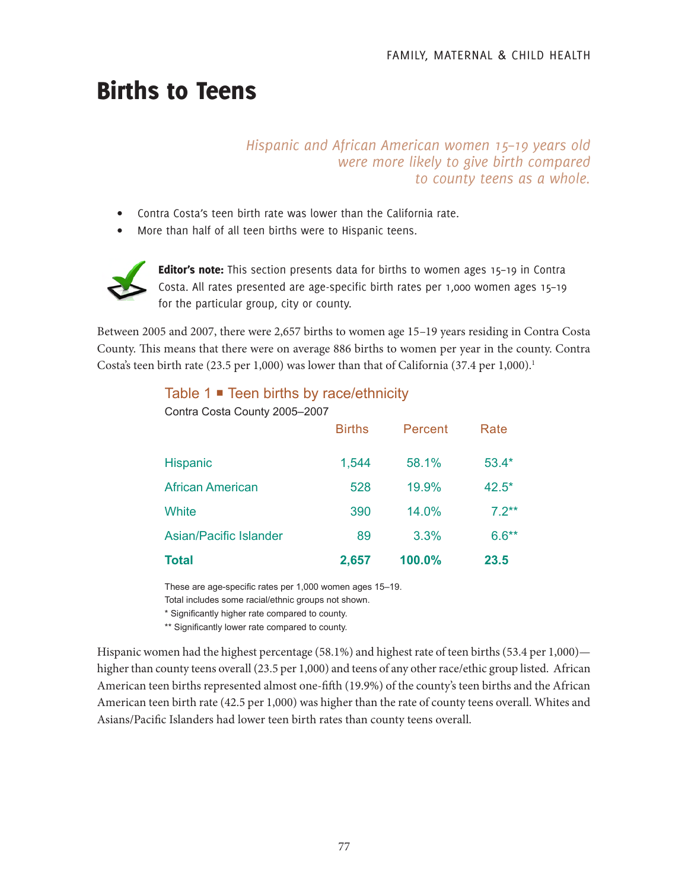# Births to Teens

*Hispanic and African American women 15–19 years old were more likely to give birth compared to county teens as a whole.*

- Contra Costa's teen birth rate was lower than the California rate.
- More than half of all teen births were to Hispanic teens.

**Editor's note:** This section presents data for births to women ages 15–19 in Contra Costa. All rates presented are age-specific birth rates per 1,000 women ages 15–19 for the particular group, city or county.

Between 2005 and 2007, there were 2,657 births to women age 15–19 years residing in Contra Costa County. This means that there were on average 886 births to women per year in the county. Contra Costa's teen birth rate (23.5 per 1,000) was lower than that of California (37.4 per 1,000).[1]

## Table 1 ■ Teen births by race/ethnicity

Contra Costa County 2005–2007

| | Births | Percent | Rate |
|---|---|---|---|
| Hispanic | 1,544 | 58.1% | 53.4* |
| African American | 528 | 19.9% | 42.5* |
| White | 390 | 14.0% | 7.2** |
| Asian/Pacific Islander | 89 | 3.3% | 6.6** |
| **Total** | **2,657** | **100.0%** | **23.5** |

These are age-specific rates per 1,000 women ages 15–19.
Total includes some racial/ethnic groups not shown.
* Significantly higher rate compared to county.
** Significantly lower rate compared to county.

Hispanic women had the highest percentage (58.1%) and highest rate of teen births (53.4 per 1,000)—higher than county teens overall (23.5 per 1,000) and teens of any other race/ethic group listed. African American teen births represented almost one-fifth (19.9%) of the county's teen births and the African American teen birth rate (42.5 per 1,000) was higher than the rate of county teens overall. Whites and Asians/Pacific Islanders had lower teen birth rates than county teens overall.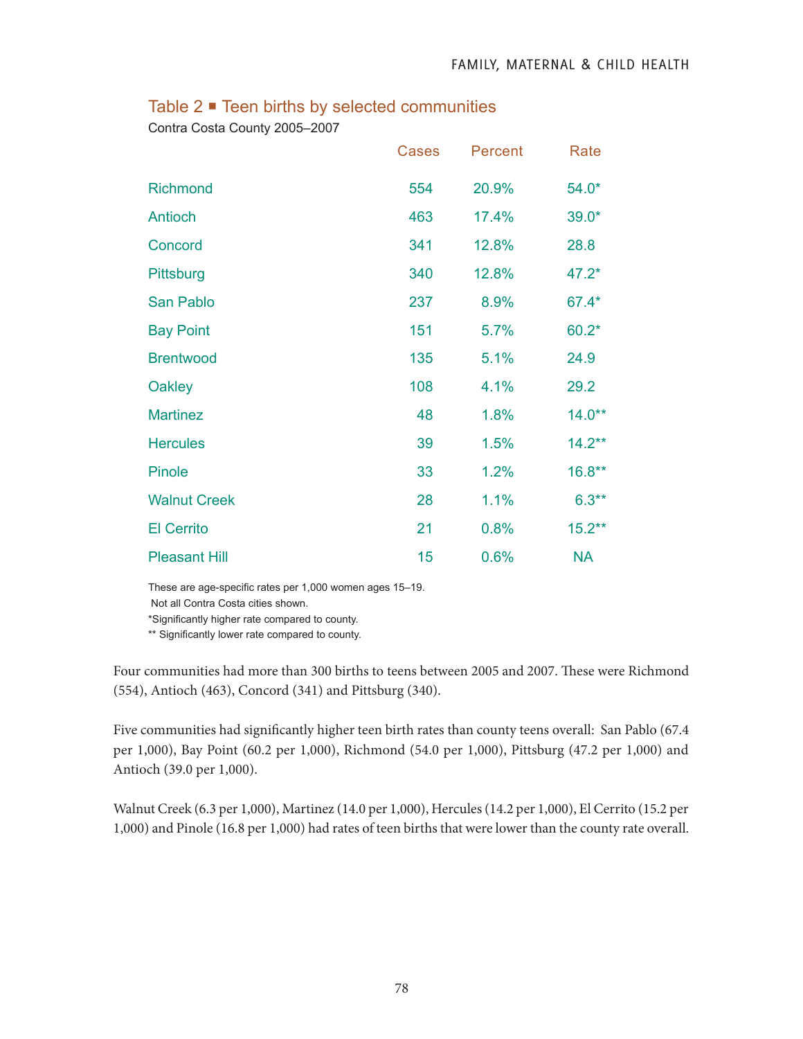## Table 2 ▪ Teen births by selected communities

Contra Costa County 2005–2007

| | Cases | Percent | Rate |
|---|---|---|---|
| Richmond | 554 | 20.9% | 54.0* |
| Antioch | 463 | 17.4% | 39.0* |
| Concord | 341 | 12.8% | 28.8 |
| Pittsburg | 340 | 12.8% | 47.2* |
| San Pablo | 237 | 8.9% | 67.4* |
| Bay Point | 151 | 5.7% | 60.2* |
| Brentwood | 135 | 5.1% | 24.9 |
| Oakley | 108 | 4.1% | 29.2 |
| Martinez | 48 | 1.8% | 14.0** |
| Hercules | 39 | 1.5% | 14.2** |
| Pinole | 33 | 1.2% | 16.8** |
| Walnut Creek | 28 | 1.1% | 6.3** |
| El Cerrito | 21 | 0.8% | 15.2** |
| Pleasant Hill | 15 | 0.6% | NA |

These are age-specific rates per 1,000 women ages 15–19.
Not all Contra Costa cities shown.
*Significantly higher rate compared to county.
** Significantly lower rate compared to county.

Four communities had more than 300 births to teens between 2005 and 2007. These were Richmond (554), Antioch (463), Concord (341) and Pittsburg (340).

Five communities had significantly higher teen birth rates than county teens overall: San Pablo (67.4 per 1,000), Bay Point (60.2 per 1,000), Richmond (54.0 per 1,000), Pittsburg (47.2 per 1,000) and Antioch (39.0 per 1,000).

Walnut Creek (6.3 per 1,000), Martinez (14.0 per 1,000), Hercules (14.2 per 1,000), El Cerrito (15.2 per 1,000) and Pinole (16.8 per 1,000) had rates of teen births that were lower than the county rate overall.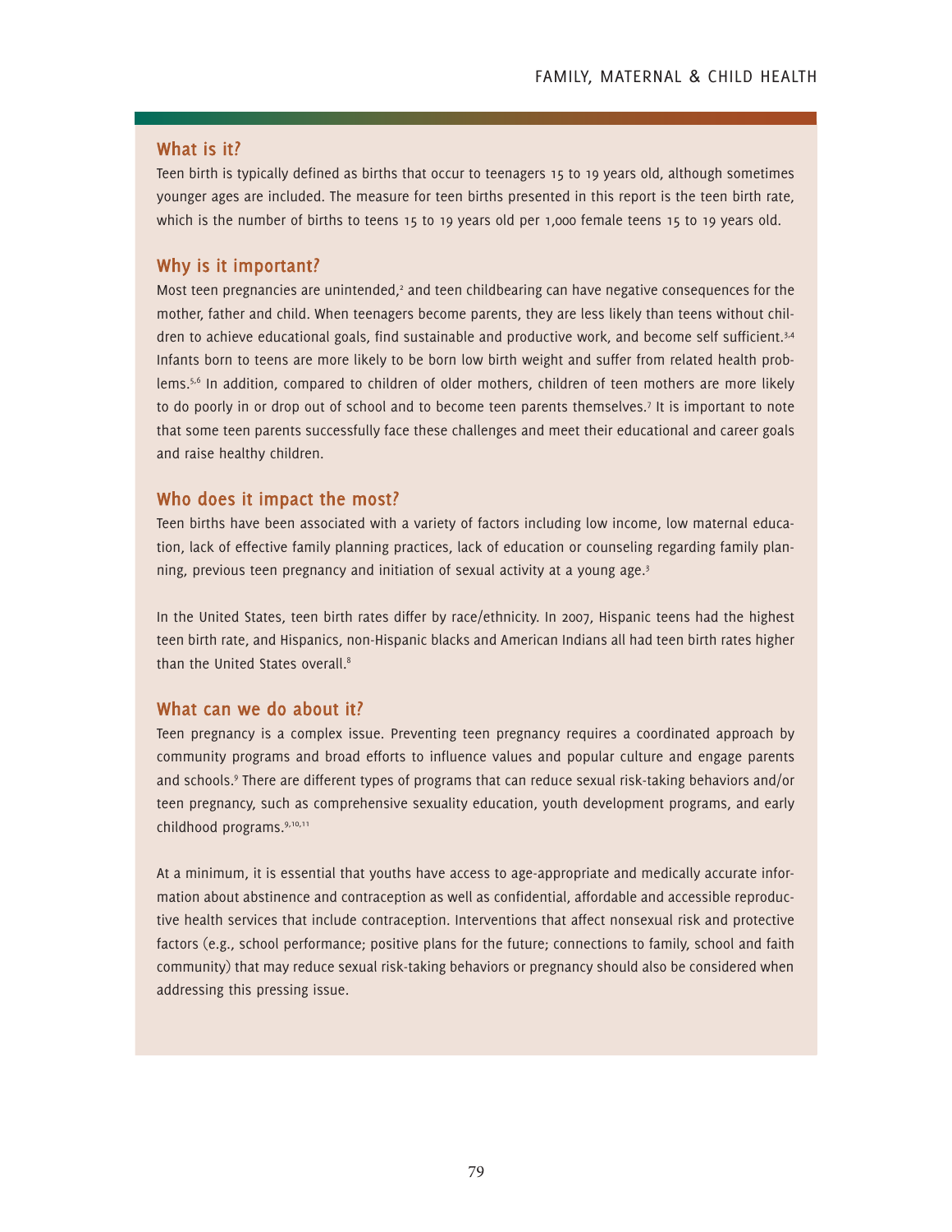## What is it?

Teen birth is typically defined as births that occur to teenagers 15 to 19 years old, although sometimes younger ages are included. The measure for teen births presented in this report is the teen birth rate, which is the number of births to teens 15 to 19 years old per 1,000 female teens 15 to 19 years old.

## Why is it important?

Most teen pregnancies are unintended,[2] and teen childbearing can have negative consequences for the mother, father and child. When teenagers become parents, they are less likely than teens without children to achieve educational goals, find sustainable and productive work, and become self sufficient.[3,4] Infants born to teens are more likely to be born low birth weight and suffer from related health problems.[5,6] In addition, compared to children of older mothers, children of teen mothers are more likely to do poorly in or drop out of school and to become teen parents themselves.[7] It is important to note that some teen parents successfully face these challenges and meet their educational and career goals and raise healthy children.

## Who does it impact the most?

Teen births have been associated with a variety of factors including low income, low maternal education, lack of effective family planning practices, lack of education or counseling regarding family planning, previous teen pregnancy and initiation of sexual activity at a young age.[3]

In the United States, teen birth rates differ by race/ethnicity. In 2007, Hispanic teens had the highest teen birth rate, and Hispanics, non-Hispanic blacks and American Indians all had teen birth rates higher than the United States overall.[8]

## What can we do about it?

Teen pregnancy is a complex issue. Preventing teen pregnancy requires a coordinated approach by community programs and broad efforts to influence values and popular culture and engage parents and schools.[9] There are different types of programs that can reduce sexual risk-taking behaviors and/or teen pregnancy, such as comprehensive sexuality education, youth development programs, and early childhood programs.[9,10,11]

At a minimum, it is essential that youths have access to age-appropriate and medically accurate information about abstinence and contraception as well as confidential, affordable and accessible reproductive health services that include contraception. Interventions that affect nonsexual risk and protective factors (e.g., school performance; positive plans for the future; connections to family, school and faith community) that may reduce sexual risk-taking behaviors or pregnancy should also be considered when addressing this pressing issue.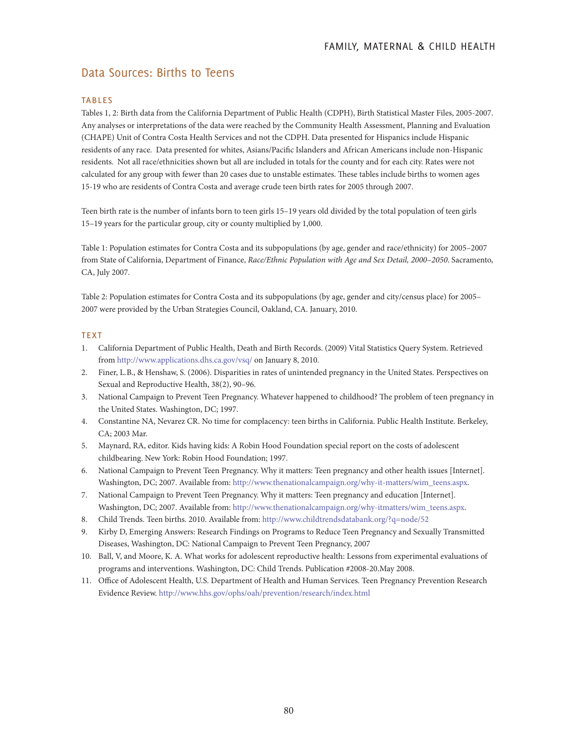## Data Sources: Births to Teens

### TABLES

Tables 1, 2: Birth data from the California Department of Public Health (CDPH), Birth Statistical Master Files, 2005-2007. Any analyses or interpretations of the data were reached by the Community Health Assessment, Planning and Evaluation (CHAPE) Unit of Contra Costa Health Services and not the CDPH. Data presented for Hispanics include Hispanic residents of any race. Data presented for whites, Asians/Pacific Islanders and African Americans include non-Hispanic residents. Not all race/ethnicities shown but all are included in totals for the county and for each city. Rates were not calculated for any group with fewer than 20 cases due to unstable estimates. These tables include births to women ages 15-19 who are residents of Contra Costa and average crude teen birth rates for 2005 through 2007.

Teen birth rate is the number of infants born to teen girls 15–19 years old divided by the total population of teen girls 15–19 years for the particular group, city or county multiplied by 1,000.

Table 1: Population estimates for Contra Costa and its subpopulations (by age, gender and race/ethnicity) for 2005–2007 from State of California, Department of Finance, *Race/Ethnic Population with Age and Sex Detail, 2000–2050*. Sacramento, CA, July 2007.

Table 2: Population estimates for Contra Costa and its subpopulations (by age, gender and city/census place) for 2005–2007 were provided by the Urban Strategies Council, Oakland, CA. January, 2010.

### TEXT

1. California Department of Public Health, Death and Birth Records. (2009) Vital Statistics Query System. Retrieved from http://www.applications.dhs.ca.gov/vsq/ on January 8, 2010.
2. Finer, L.B., & Henshaw, S. (2006). Disparities in rates of unintended pregnancy in the United States. Perspectives on Sexual and Reproductive Health, 38(2), 90–96.
3. National Campaign to Prevent Teen Pregnancy. Whatever happened to childhood? The problem of teen pregnancy in the United States. Washington, DC; 1997.
4. Constantine NA, Nevarez CR. No time for complacency: teen births in California. Public Health Institute. Berkeley, CA; 2003 Mar.
5. Maynard, RA, editor. Kids having kids: A Robin Hood Foundation special report on the costs of adolescent childbearing. New York: Robin Hood Foundation; 1997.
6. National Campaign to Prevent Teen Pregnancy. Why it matters: Teen pregnancy and other health issues [Internet]. Washington, DC; 2007. Available from: http://www.thenationalcampaign.org/why-it-matters/wim_teens.aspx.
7. National Campaign to Prevent Teen Pregnancy. Why it matters: Teen pregnancy and education [Internet]. Washington, DC; 2007. Available from: http://www.thenationalcampaign.org/why-itmatters/wim_teens.aspx.
8. Child Trends. Teen births. 2010. Available from: http://www.childtrendsdatabank.org/?q=node/52
9. Kirby D, Emerging Answers: Research Findings on Programs to Reduce Teen Pregnancy and Sexually Transmitted Diseases, Washington, DC: National Campaign to Prevent Teen Pregnancy, 2007
10. Ball, V, and Moore, K. A. What works for adolescent reproductive health: Lessons from experimental evaluations of programs and interventions. Washington, DC: Child Trends. Publication #2008-20.May 2008.
11. Office of Adolescent Health, U.S. Department of Health and Human Services. Teen Pregnancy Prevention Research Evidence Review. http://www.hhs.gov/ophs/oah/prevention/research/index.html